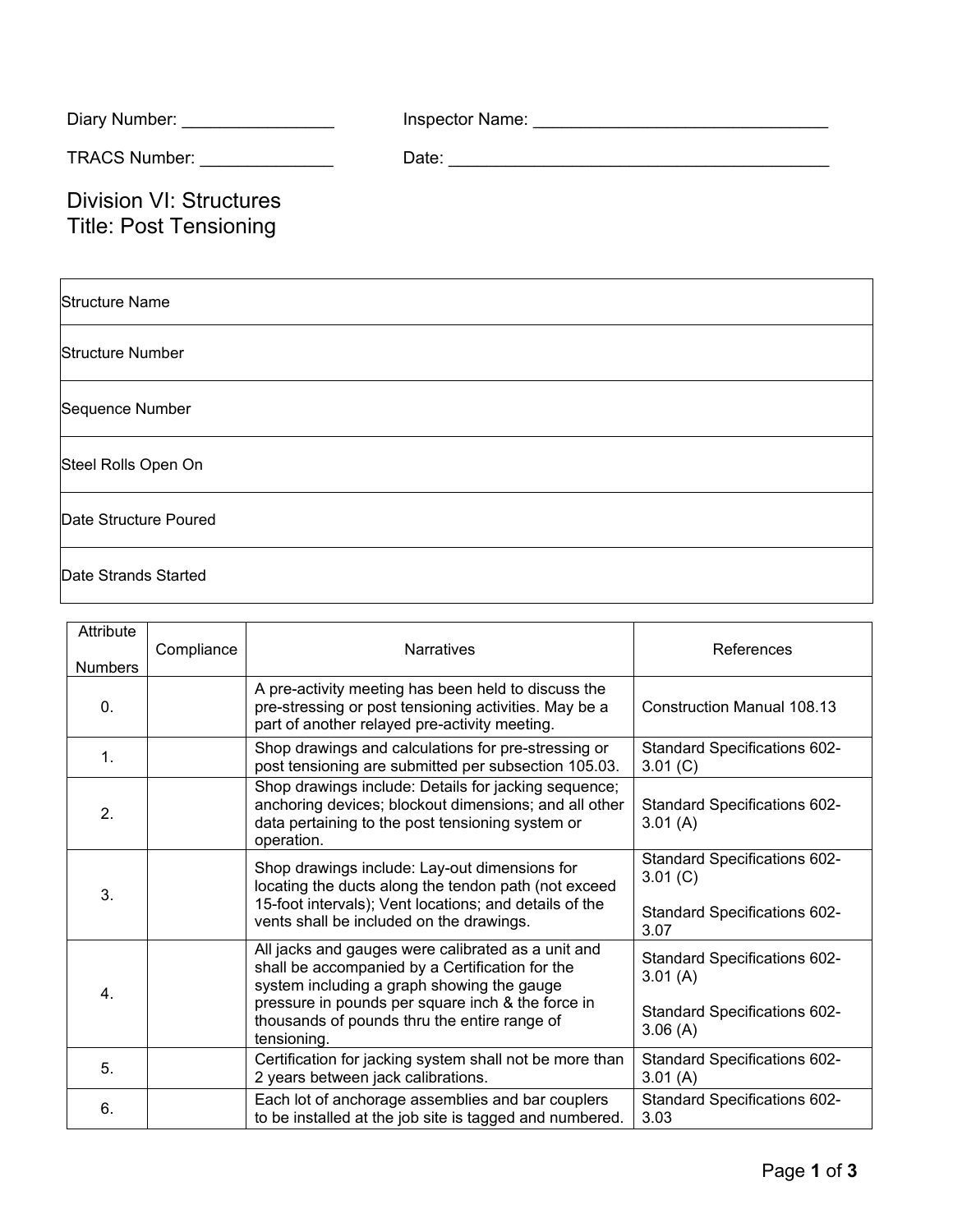Diary Number: ________________ Inspector Name: _______________________________

TRACS Number: ______________ Date: ________________________________________

# Division VI: Structures
# Title: Post Tensioning

| Structure Name |
|---|
| Structure Number |
| Sequence Number |
| Steel Rolls Open On |
| Date Structure Poured |
| Date Strands Started |

| Attribute Numbers | Compliance | Narratives | References |
|---|---|---|---|
| 0. | | A pre-activity meeting has been held to discuss the pre-stressing or post tensioning activities. May be a part of another relayed pre-activity meeting. | Construction Manual 108.13 |
| 1. | | Shop drawings and calculations for pre-stressing or post tensioning are submitted per subsection 105.03. | Standard Specifications 602-3.01 (C) |
| 2. | | Shop drawings include: Details for jacking sequence; anchoring devices; blockout dimensions; and all other data pertaining to the post tensioning system or operation. | Standard Specifications 602-3.01 (A) |
| 3. | | Shop drawings include: Lay-out dimensions for locating the ducts along the tendon path (not exceed 15-foot intervals); Vent locations; and details of the vents shall be included on the drawings. | Standard Specifications 602-3.01 (C)<br><br>Standard Specifications 602-3.07 |
| 4. | | All jacks and gauges were calibrated as a unit and shall be accompanied by a Certification for the system including a graph showing the gauge pressure in pounds per square inch & the force in thousands of pounds thru the entire range of tensioning. | Standard Specifications 602-3.01 (A)<br><br>Standard Specifications 602-3.06 (A) |
| 5. | | Certification for jacking system shall not be more than 2 years between jack calibrations. | Standard Specifications 602-3.01 (A) |
| 6. | | Each lot of anchorage assemblies and bar couplers to be installed at the job site is tagged and numbered. | Standard Specifications 602-3.03 |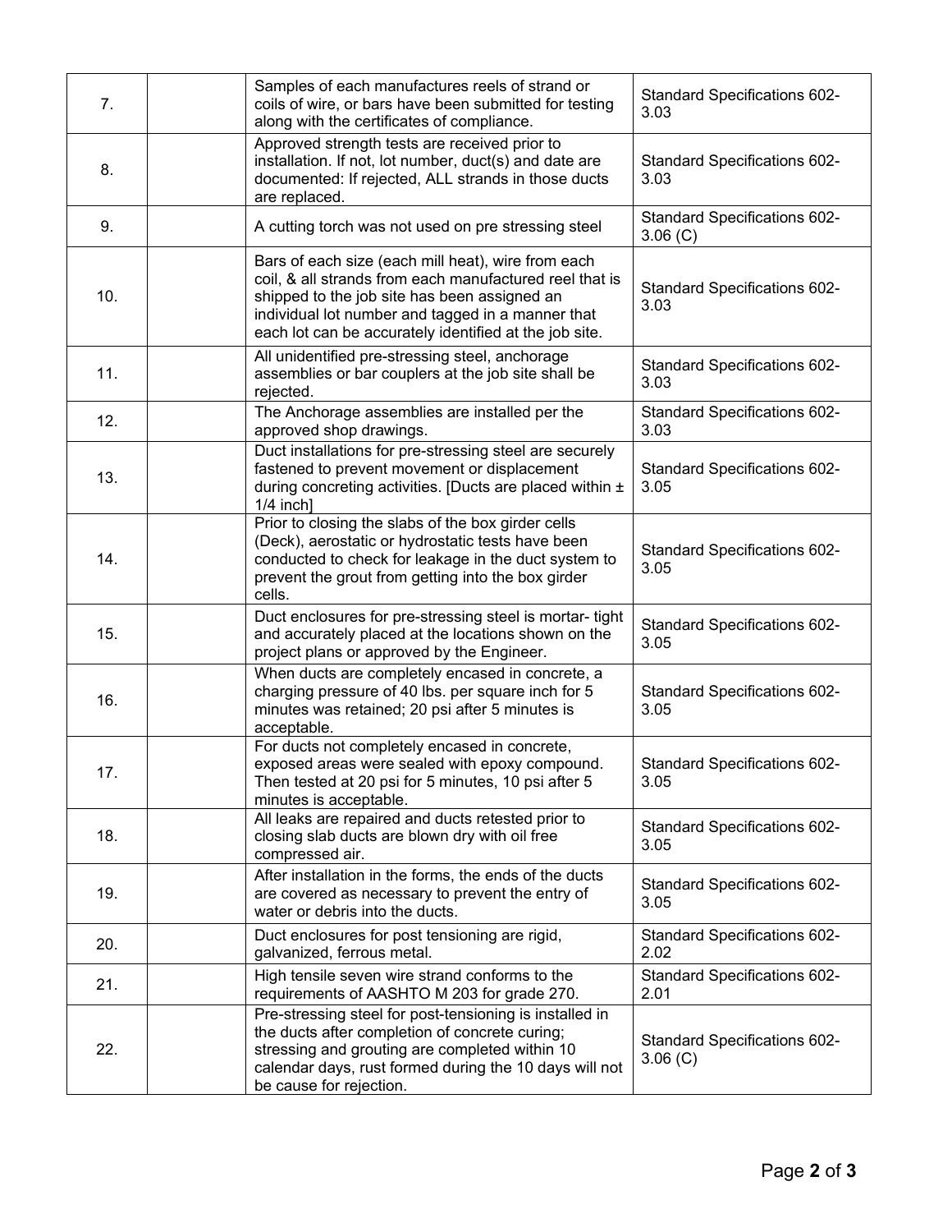| | | | |
|---|---|---|---|
| 7. | | Samples of each manufactures reels of strand or coils of wire, or bars have been submitted for testing along with the certificates of compliance. | Standard Specifications 602-3.03 |
| 8. | | Approved strength tests are received prior to installation. If not, lot number, duct(s) and date are documented: If rejected, ALL strands in those ducts are replaced. | Standard Specifications 602-3.03 |
| 9. | | A cutting torch was not used on pre stressing steel | Standard Specifications 602-3.06 (C) |
| 10. | | Bars of each size (each mill heat), wire from each coil, & all strands from each manufactured reel that is shipped to the job site has been assigned an individual lot number and tagged in a manner that each lot can be accurately identified at the job site. | Standard Specifications 602-3.03 |
| 11. | | All unidentified pre-stressing steel, anchorage assemblies or bar couplers at the job site shall be rejected. | Standard Specifications 602-3.03 |
| 12. | | The Anchorage assemblies are installed per the approved shop drawings. | Standard Specifications 602-3.03 |
| 13. | | Duct installations for pre-stressing steel are securely fastened to prevent movement or displacement during concreting activities. [Ducts are placed within ± 1/4 inch] | Standard Specifications 602-3.05 |
| 14. | | Prior to closing the slabs of the box girder cells (Deck), aerostatic or hydrostatic tests have been conducted to check for leakage in the duct system to prevent the grout from getting into the box girder cells. | Standard Specifications 602-3.05 |
| 15. | | Duct enclosures for pre-stressing steel is mortar- tight and accurately placed at the locations shown on the project plans or approved by the Engineer. | Standard Specifications 602-3.05 |
| 16. | | When ducts are completely encased in concrete, a charging pressure of 40 lbs. per square inch for 5 minutes was retained; 20 psi after 5 minutes is acceptable. | Standard Specifications 602-3.05 |
| 17. | | For ducts not completely encased in concrete, exposed areas were sealed with epoxy compound. Then tested at 20 psi for 5 minutes, 10 psi after 5 minutes is acceptable. | Standard Specifications 602-3.05 |
| 18. | | All leaks are repaired and ducts retested prior to closing slab ducts are blown dry with oil free compressed air. | Standard Specifications 602-3.05 |
| 19. | | After installation in the forms, the ends of the ducts are covered as necessary to prevent the entry of water or debris into the ducts. | Standard Specifications 602-3.05 |
| 20. | | Duct enclosures for post tensioning are rigid, galvanized, ferrous metal. | Standard Specifications 602-2.02 |
| 21. | | High tensile seven wire strand conforms to the requirements of AASHTO M 203 for grade 270. | Standard Specifications 602-2.01 |
| 22. | | Pre-stressing steel for post-tensioning is installed in the ducts after completion of concrete curing; stressing and grouting are completed within 10 calendar days, rust formed during the 10 days will not be cause for rejection. | Standard Specifications 602-3.06 (C) |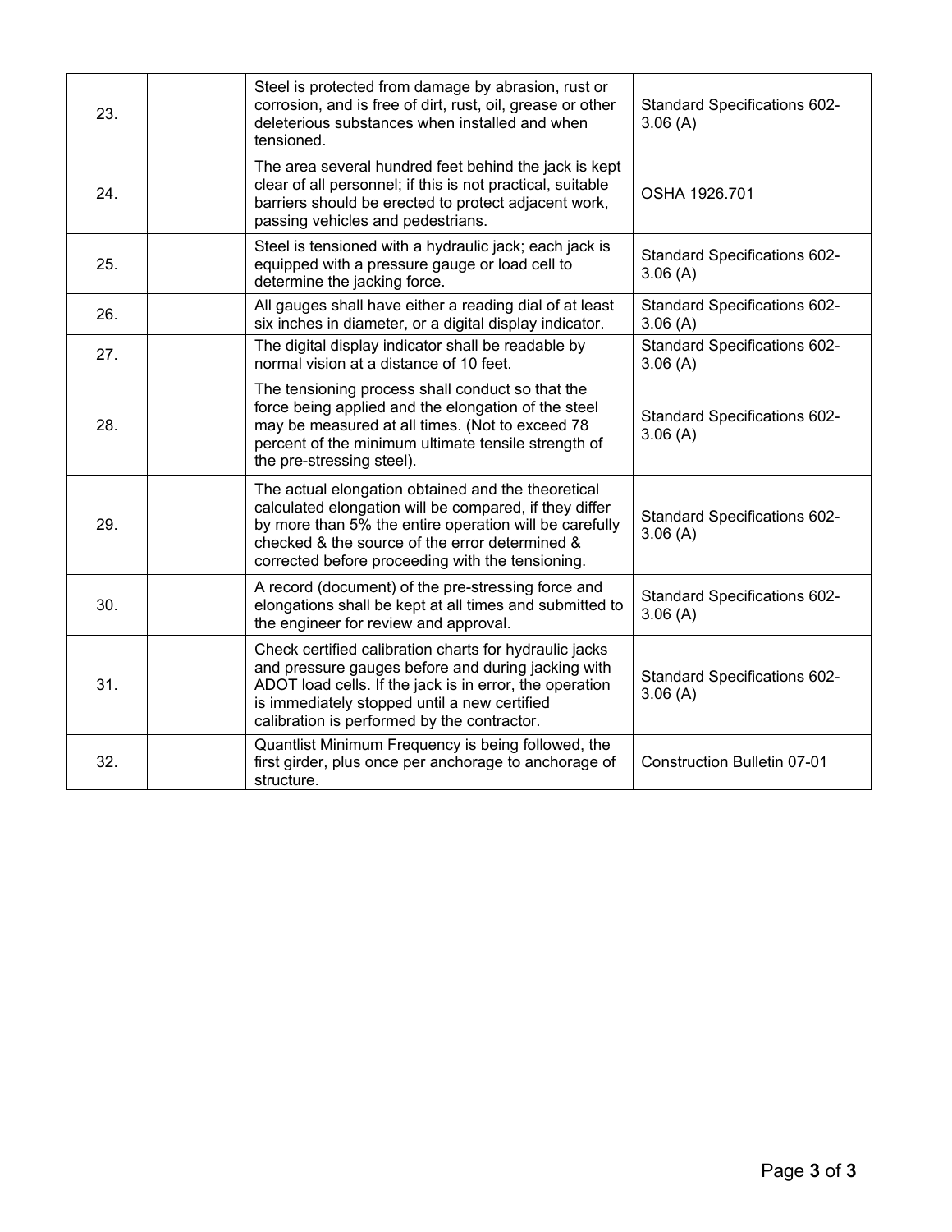| | | | |
|---|---|---|---|
| 23. | | Steel is protected from damage by abrasion, rust or corrosion, and is free of dirt, rust, oil, grease or other deleterious substances when installed and when tensioned. | Standard Specifications 602-3.06 (A) |
| 24. | | The area several hundred feet behind the jack is kept clear of all personnel; if this is not practical, suitable barriers should be erected to protect adjacent work, passing vehicles and pedestrians. | OSHA 1926.701 |
| 25. | | Steel is tensioned with a hydraulic jack; each jack is equipped with a pressure gauge or load cell to determine the jacking force. | Standard Specifications 602-3.06 (A) |
| 26. | | All gauges shall have either a reading dial of at least six inches in diameter, or a digital display indicator. | Standard Specifications 602-3.06 (A) |
| 27. | | The digital display indicator shall be readable by normal vision at a distance of 10 feet. | Standard Specifications 602-3.06 (A) |
| 28. | | The tensioning process shall conduct so that the force being applied and the elongation of the steel may be measured at all times. (Not to exceed 78 percent of the minimum ultimate tensile strength of the pre-stressing steel). | Standard Specifications 602-3.06 (A) |
| 29. | | The actual elongation obtained and the theoretical calculated elongation will be compared, if they differ by more than 5% the entire operation will be carefully checked & the source of the error determined & corrected before proceeding with the tensioning. | Standard Specifications 602-3.06 (A) |
| 30. | | A record (document) of the pre-stressing force and elongations shall be kept at all times and submitted to the engineer for review and approval. | Standard Specifications 602-3.06 (A) |
| 31. | | Check certified calibration charts for hydraulic jacks and pressure gauges before and during jacking with ADOT load cells. If the jack is in error, the operation is immediately stopped until a new certified calibration is performed by the contractor. | Standard Specifications 602-3.06 (A) |
| 32. | | Quantlist Minimum Frequency is being followed, the first girder, plus once per anchorage to anchorage of structure. | Construction Bulletin 07-01 |